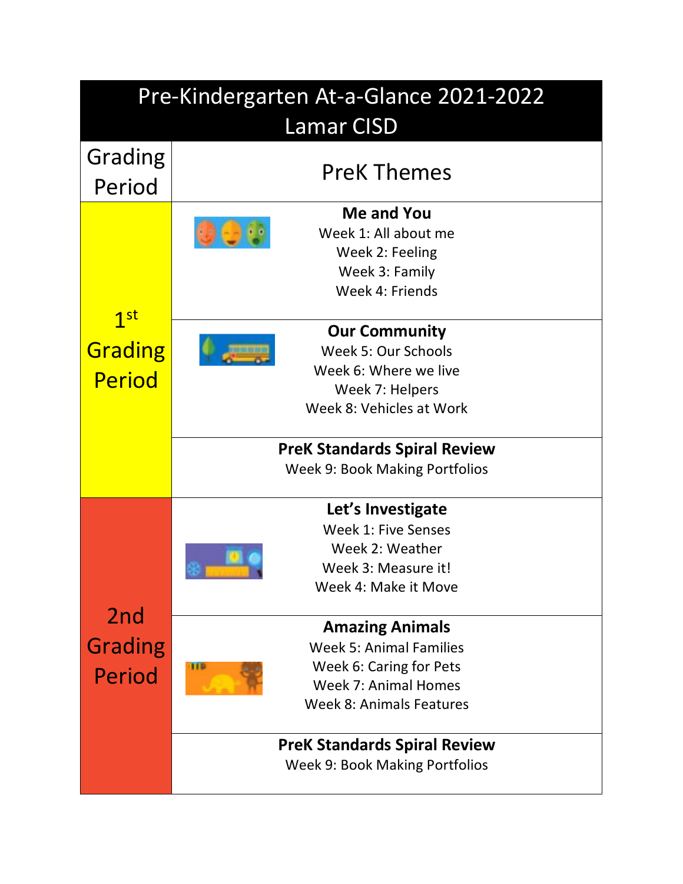| Pre-Kindergarten At-a-Glance 2021-2022<br>Lamar CISD | |
|---|---|
| **Grading Period** | **PreK Themes** |
| 1st Grading Period | **Me and You**<br>Week 1: All about me<br>Week 2: Feeling<br>Week 3: Family<br>Week 4: Friends |
| | **Our Community**<br>Week 5: Our Schools<br>Week 6: Where we live<br>Week 7: Helpers<br>Week 8: Vehicles at Work |
| | **PreK Standards Spiral Review**<br>Week 9: Book Making Portfolios |
| 2nd Grading Period | **Let's Investigate**<br>Week 1: Five Senses<br>Week 2: Weather<br>Week 3: Measure it!<br>Week 4: Make it Move |
| | **Amazing Animals**<br>Week 5: Animal Families<br>Week 6: Caring for Pets<br>Week 7: Animal Homes<br>Week 8: Animals Features |
| | **PreK Standards Spiral Review**<br>Week 9: Book Making Portfolios |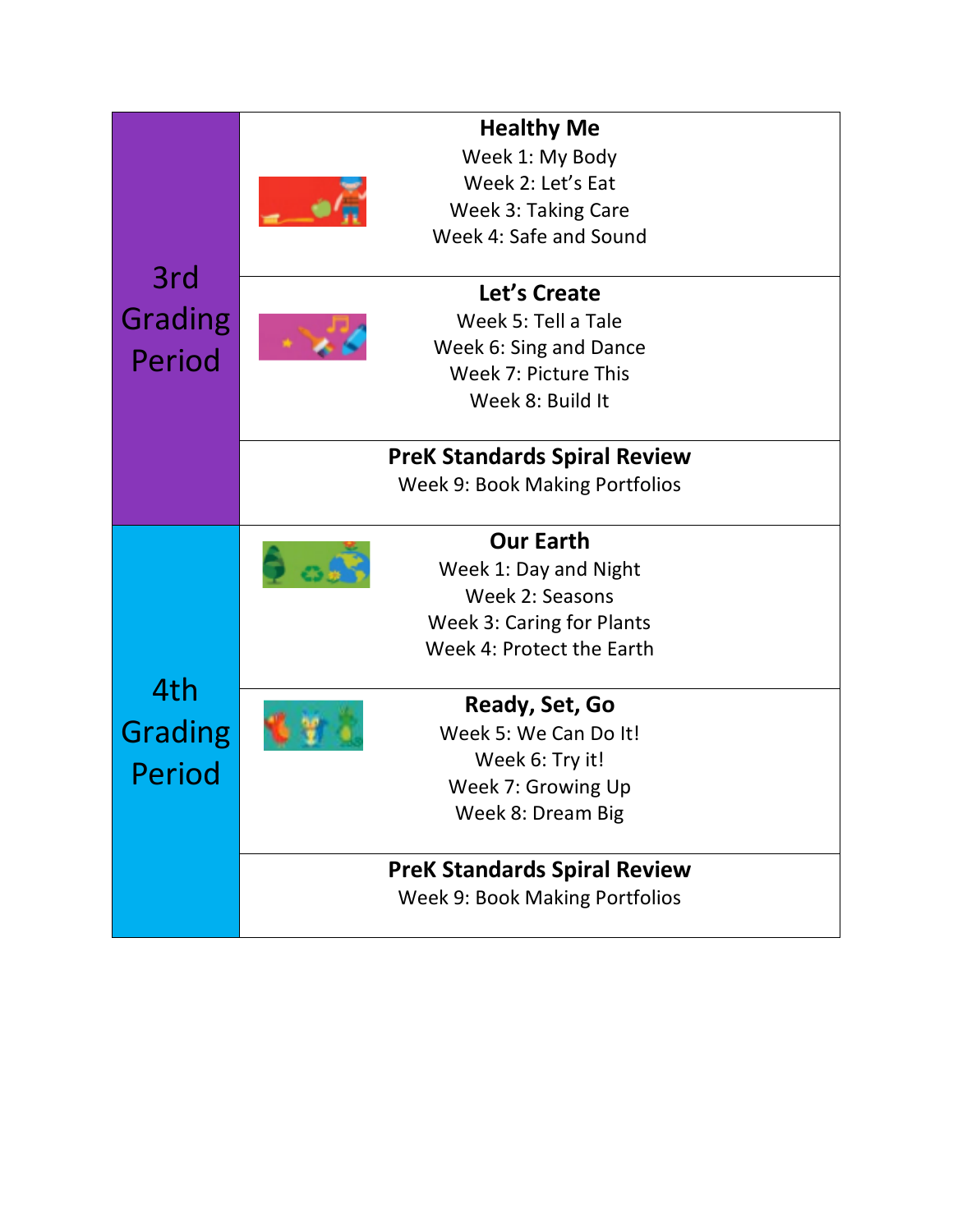| | |
|---|---|
| 3rd Grading Period | **Healthy Me**<br>Week 1: My Body<br>Week 2: Let's Eat<br>Week 3: Taking Care<br>Week 4: Safe and Sound |
| | **Let's Create**<br>Week 5: Tell a Tale<br>Week 6: Sing and Dance<br>Week 7: Picture This<br>Week 8: Build It |
| | **PreK Standards Spiral Review**<br>Week 9: Book Making Portfolios |
| 4th Grading Period | **Our Earth**<br>Week 1: Day and Night<br>Week 2: Seasons<br>Week 3: Caring for Plants<br>Week 4: Protect the Earth |
| | **Ready, Set, Go**<br>Week 5: We Can Do It!<br>Week 6: Try it!<br>Week 7: Growing Up<br>Week 8: Dream Big |
| | **PreK Standards Spiral Review**<br>Week 9: Book Making Portfolios |